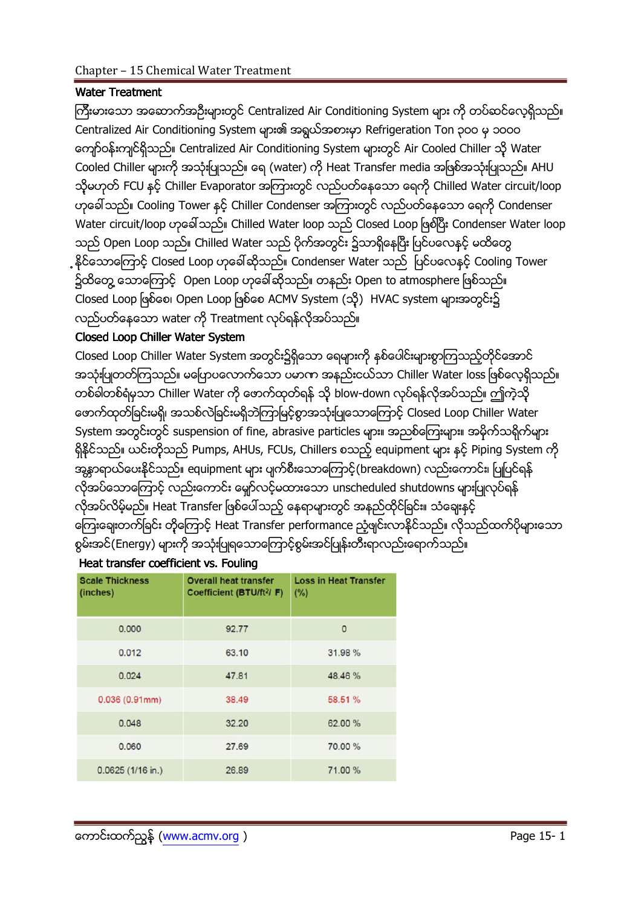## Water Treatment

ကြီးမားသော အဆောက်အဦးများတွင် Centralized Air Conditioning System များ ကို တပ်ဆင်လေ့ရှိသည်။ Centralized Air Conditioning System များ၏ အရွယ်အစားမှာ Refrigeration Ton ၃၀၀ မှ ၁၀၀၀ ကျော်ဝန်းကျင်ရှိသည်။ Centralized Air Conditioning System များတွင် Air Cooled Chiller သို့ Water Cooled Chiller များကို အသုံးပြုသည်။ ရေ (water) ကို Heat Transfer media အဖြစ်အသုံးပြုသည်။ AHU သို့မဟုတ် FCU နှင့် Chiller Evaporator အကြားတွင် လည်ပတ်နေသော ရေကို Chilled Water circuit/loop ဟုခေါ်သည်။ Cooling Tower နှင့် Chiller Condenser အကြားတွင် လည်ပတ်နေသော ရေကို Condenser Water circuit/loop ဟုခေါ်သည်။ Chilled Water loop သည် Closed Loop ဖြစ်ပြီး Condenser Water loop သည် Open Loop သည်။ Chilled Water သည် ပိုက်အတွင်း၌သာရှိနေပြီး ပြင်ပလေနှင့် မထိတွေ့နိုင်သောကြောင့် Closed Loop ဟုခေါ်ဆိုသည်။ Condenser Water သည် ပြင်ပလေနှင့် Cooling Tower ၌ထိတွေ့ သောကြောင့် Open Loop ဟုခေါ်ဆိုသည်။ တနည်း Open to atmosphere ဖြစ်သည်။ Closed Loop ဖြစ်စေ၊ Open Loop ဖြစ်စေ ACMV System (သို့) HVAC system များအတွင်း၌ လည်ပတ်နေသော water ကို Treatment လုပ်ရန်လိုအပ်သည်။

## Closed Loop Chiller Water System

Closed Loop Chiller Water System အတွင်း၌ရှိသော ရေများကို နှစ်ပေါင်းများစွာကြာသည့်တိုင်အောင် အသုံးပြုတတ်ကြသည်။ မပြောပလောက်သော ပမာဏ အနည်းငယ်သာ Chiller Water loss ဖြစ်လေ့ရှိသည်။ တစ်ခါတစ်ရံမှသာ Chiller Water ကို ဖောက်ထုတ်ရန် သို့ blow-down လုပ်ရန်လိုအပ်သည်။ ဤကဲ့သို့ ဖောက်ထုတ်ခြင်းမရှိ၊ အသစ်လဲခြင်းမရှိဘဲကြာမြင့်စွာအသုံးပြုသောကြောင့် Closed Loop Chiller Water System အတွင်းတွင် suspension of fine, abrasive particles များ၊ အညစ်အကြေးများ၊ အမှိုက်သရိုက်များ ရှိနိုင်သည်။ ယင်းတို့သည် Pumps, AHUs, FCUs, Chillers စသည့် equipment များ နှင့် Piping System ကို အန္တရာယ်ပေးနိုင်သည်။ equipment များ ပျက်စီးသောကြောင့်(breakdown) လည်းကောင်း၊ ပြုပြင်ရန် လိုအပ်သောကြောင့် လည်းကောင်း မျှော်လင့်မထားသော unscheduled shutdowns များပြုလုပ်ရန် လိုအပ်လိမ့်မည်။ Heat Transfer ဖြစ်ပေါ်သည့် နေရာများတွင် အနည်ထိုင်ခြင်း၊ သံချေးနှင့် ကြေးချေးတက်ခြင်း တို့ကြောင့် Heat Transfer performance ညံ့ဖျင်းလာနိုင်သည်။ လိုသည်ထက်ပိုများသော စွမ်းအင်(Energy) များကို အသုံးပြုရသောကြောင့်စွမ်းအင်ဖြုန်းတီးရာလည်းရောက်သည်။

### Heat transfer coefficient vs. Fouling

| Scale Thickness (inches) | Overall heat transfer Coefficient (BTU/ft²/ F) | Loss in Heat Transfer (%) |
|---|---|---|
| 0.000 | 92.77 | 0 |
| 0.012 | 63.10 | 31.98 % |
| 0.024 | 47.81 | 48.46 % |
| 0.036 (0.91mm) | 38.49 | 58.51 % |
| 0.048 | 32.20 | 62.00 % |
| 0.060 | 27.69 | 70.00 % |
| 0.0625 (1/16 in.) | 26.89 | 71.00 % |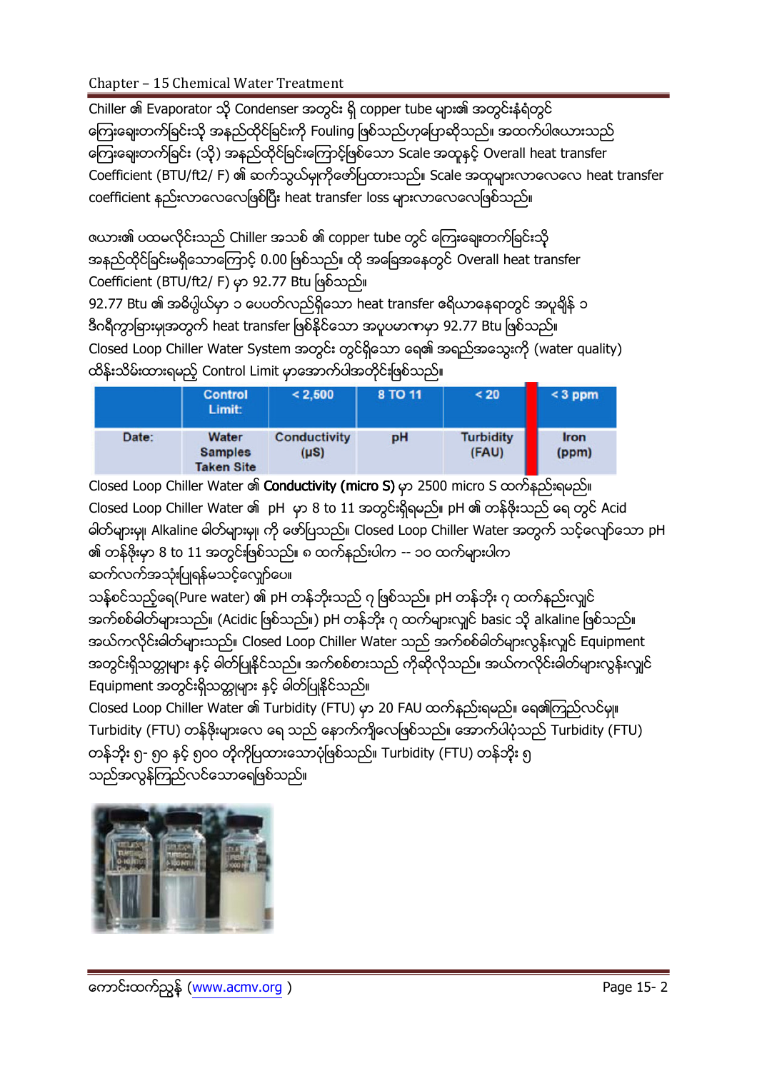Chiller ၏ Evaporator သို့ Condenser အတွင်း ရှိ copper tube များ၏ အတွင်းနံရံတွင် ကြေးချေးတက်ခြင်းသို့ အနည်ထိုင်ခြင်းကို Fouling ဖြစ်သည်ဟုပြောဆိုသည်။ အထက်ပါဇယားသည် ကြေးချေးတက်ခြင်း (သို့) အနည်ထိုင်ခြင်းကြောင့်ဖြစ်သော Scale အထူနှင့် Overall heat transfer Coefficient (BTU/ft2/ F) ၏ ဆက်သွယ်မှုကိုဖော်ပြထားသည်။ Scale အထူများလာလေလေ heat transfer coefficient နည်းလာလေလေဖြစ်ပြီး heat transfer loss များလာလေလေဖြစ်သည်။

ဇယား၏ ပထမလိုင်းသည် Chiller အသစ် ၏ copper tube တွင် ကြေးချေးတက်ခြင်းသို့ အနည်ထိုင်ခြင်းမရှိသောကြောင့် 0.00 ဖြစ်သည်။ ထို အခြေအနေတွင် Overall heat transfer Coefficient (BTU/ft2/ F) မှာ 92.77 Btu ဖြစ်သည်။

92.77 Btu ၏ အဓိပ္ပါယ်မှာ ၁ ပေပတ်လည်ရှိသော heat transfer ဧရိယာနေရာတွင် အပူချိန် ၁ ဒီဂရီကွာခြားမှုအတွက် heat transfer ဖြစ်နိုင်သော အပူပမာဏမှာ 92.77 Btu ဖြစ်သည်။

Closed Loop Chiller Water System အတွင်း တွင်ရှိသော ရေ၏ အရည်အသွေးကို (water quality) ထိန်းသိမ်းထားရမည့် Control Limit မှာအောက်ပါအတိုင်းဖြစ်သည်။

| | Control Limit: | < 2,500 | 8 TO 11 | < 20 | < 3 ppm |
|---|---|---|---|---|---|
| Date: | Water Samples Taken Site | Conductivity (µS) | pH | Turbidity (FAU) | Iron (ppm) |

Closed Loop Chiller Water ၏ **Conductivity (micro S)** မှာ 2500 micro S ထက်နည်းရမည်။

Closed Loop Chiller Water ၏ pH မှာ 8 to 11 အတွင်းရှိရမည်။ pH ၏ တန်ဖိုးသည် ရေ တွင် Acid ဓါတ်များမှု၊ Alkaline ဓါတ်များမှု၊ ကို ဖော်ပြသည်။ Closed Loop Chiller Water အတွက် သင့်လျော်သော pH ၏ တန်ဖိုးမှာ 8 to 11 အတွင်းဖြစ်သည်။ ၈ ထက်နည်းပါက -- ၁၀ ထက်များပါက ဆက်လက်အသုံးပြုရန်မသင့်လျော်ပေ။

သန့်စင်သည့်ရေ(Pure water) ၏ pH တန်ဘိုးသည် ၇ ဖြစ်သည်။ pH တန်ဘိုး ၇ ထက်နည်းလျှင် အက်စစ်ဓါတ်များသည်။ (Acidic ဖြစ်သည်။) pH တန်ဘိုး ၇ ထက်များလျှင် basic သို့ alkaline ဖြစ်သည်။ အယ်ကလိုင်းဓါတ်များသည်။ Closed Loop Chiller Water သည် အက်စစ်ဓါတ်များလွန်းလျှင် Equipment အတွင်းရှိသတ္တုများ နှင့် ဓါတ်ပြုနိုင်သည်။ အက်စစ်စားသည် ကိုဆိုလိုသည်။ အယ်ကလိုင်းဓါတ်များလွန်းလျှင် Equipment အတွင်းရှိသတ္တုများ နှင့် ဓါတ်ပြုနိုင်သည်။

Closed Loop Chiller Water ၏ Turbidity (FTU) မှာ 20 FAU ထက်နည်းရမည်။ ရေ၏ကြည်လင်မှု။ Turbidity (FTU) တန်ဖိုးများလေ ရေ သည် နောက်ကျိလေဖြစ်သည်။ အောက်ပါပုံသည် Turbidity (FTU) တန်ဘိုး ၅- ၅၀ နှင့် ၅၀၀ တို့ကိုပြထားသောပုံဖြစ်သည်။ Turbidity (FTU) တန်ဘိုး ၅ သည်အလွန်ကြည်လင်သောရေဖြစ်သည်။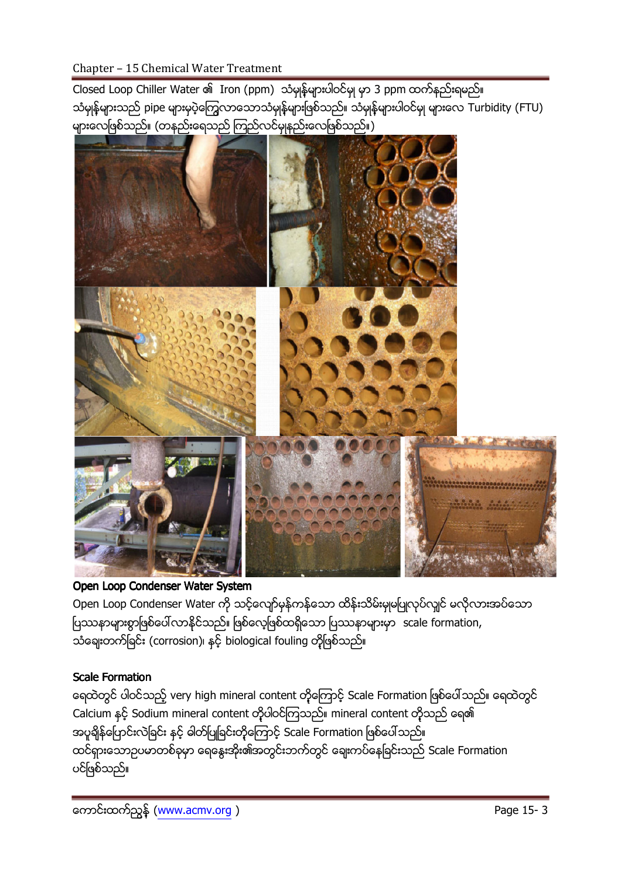Closed Loop Chiller Water ၏ Iron (ppm) သံမှုန်များပါဝင်မှု မှာ 3 ppm ထက်နည်းရမည်။ သံမှုန်များသည် pipe များမှပဲ့ကြွေလာသောသံမှုန်များဖြစ်သည်။ သံမှုန်များပါဝင်မှု များလေ Turbidity (FTU) များလေဖြစ်သည်။ (တနည်းရေသည် ကြည်လင်မှုနည်းလေဖြစ်သည်။)

### Open Loop Condenser Water System

Open Loop Condenser Water ကို သင့်လျော်မှန်ကန်သော ထိန်းသိမ်းမှုမပြုလုပ်လျှင် မလိုလားအပ်သော ပြဿနာများစွာဖြစ်ပေါ်လာနိုင်သည်။ ဖြစ်လေ့ဖြစ်ထရှိသော ပြဿနာများမှာ scale formation, သံချေးတက်ခြင်း (corrosion)၊ နှင့် biological fouling တို့ဖြစ်သည်။

### Scale Formation

ရေထဲတွင် ပါဝင်သည့် very high mineral content တို့ကြောင့် Scale Formation ဖြစ်ပေါ်သည်။ ရေထဲတွင် Calcium နှင့် Sodium mineral content တို့ပါဝင်ကြသည်။ mineral content တို့သည် ရေ၏ အပူချိန်ပြောင်းလဲခြင်း နှင့် ဖိတ်ပြုခြင်းတို့ကြောင့် Scale Formation ဖြစ်ပေါ်သည်။ ထင်ရှားသောဥပမာတစ်ခုမှာ ရေနွေးအိုး၏အတွင်းဘက်တွင် ချေးကပ်နေခြင်းသည် Scale Formation ပင်ဖြစ်သည်။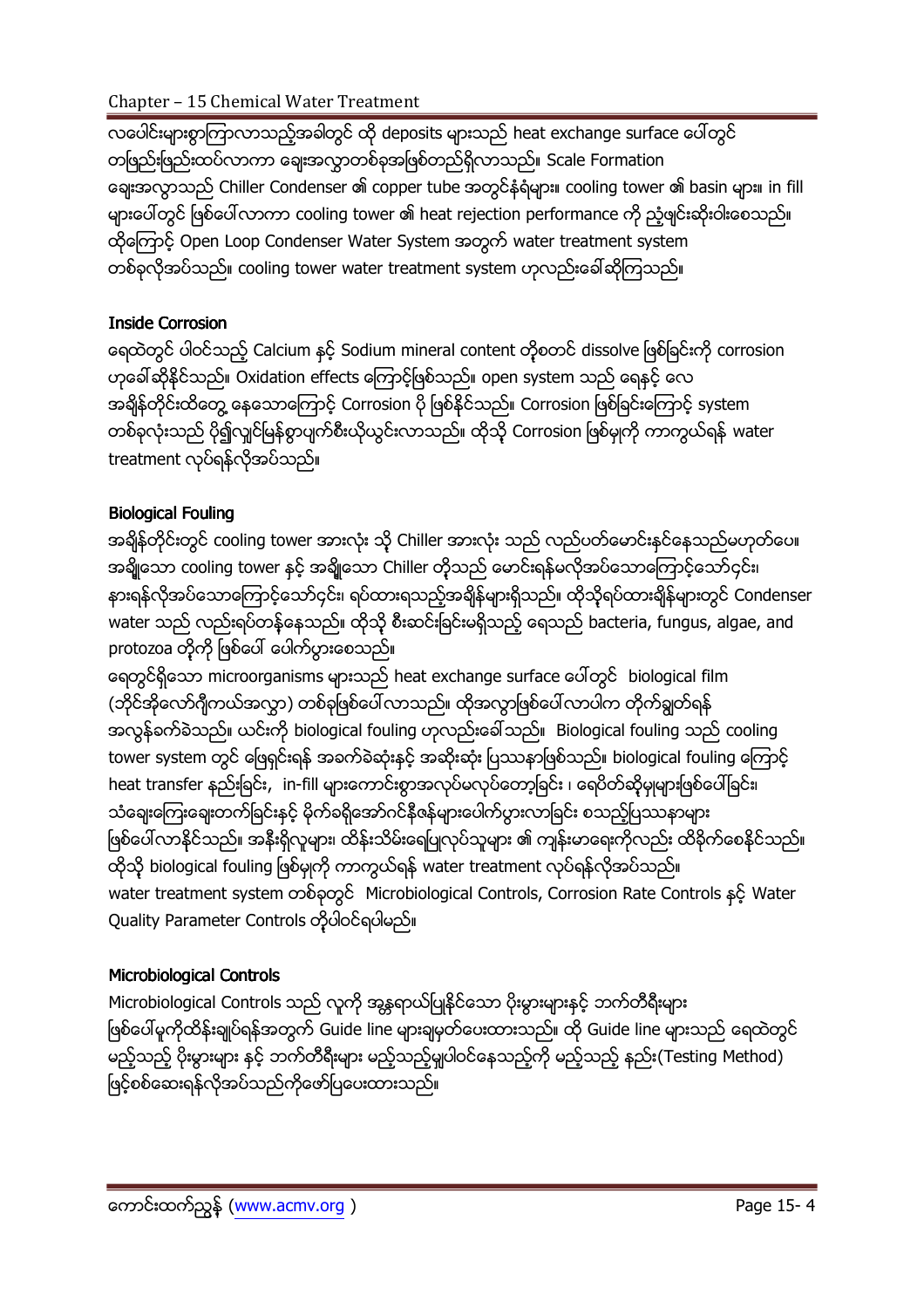လပေါင်းများစွာကြာလာသည့်အခါတွင် ထို deposits များသည် heat exchange surface ပေါ်တွင် တဖြည်းဖြည်းထပ်လာကာ ချေးအလွှာတစ်ခုအဖြစ်တည်ရှိလာသည်။ Scale Formation ချေးအလွှာသည် Chiller Condenser ၏ copper tube အတွင်းနံရံများ၊ cooling tower ၏ basin များ၊ in fill များပေါ်တွင် ဖြစ်ပေါ်လာကာ cooling tower ၏ heat rejection performance ကို ညံ့ဖျင်းဆိုးဝါးစေသည်။ ထို့ကြောင့် Open Loop Condenser Water System အတွက် water treatment system တစ်ခုလိုအပ်သည်။ cooling tower water treatment system ဟုလည်းခေါ်ဆိုကြသည်။

### Inside Corrosion

ရေထဲတွင် ပါဝင်သည့် Calcium နှင့် Sodium mineral content တို့စတင် dissolve ဖြစ်ခြင်းကို corrosion ဟုခေါ်ဆိုနိုင်သည်။ Oxidation effects ကြောင့်ဖြစ်သည်။ open system သည် ရေနှင့် လေ အချိန်တိုင်းထိတွေ့ နေသောကြောင့် Corrosion ပို ဖြစ်နိုင်သည်။ Corrosion ဖြစ်ခြင်းကြောင့် system တစ်ခုလုံးသည် ပို၍လျှင်မြန်စွာပျက်စီးယိုယွင်းလာသည်။ ထိုသို့ Corrosion ဖြစ်မှုကို ကာကွယ်ရန် water treatment လုပ်ရန်လိုအပ်သည်။

### Biological Fouling

အချိန်တိုင်းတွင် cooling tower အားလုံး သို့ Chiller အားလုံး သည် လည်ပတ်မောင်းနှင်နေသည်မဟုတ်ပေ။ အချို့သော cooling tower နှင့် အချို့သော Chiller တို့သည် မောင်းရန်မလိုအပ်သောကြောင့်သော်၄င်း၊ နားရန်လိုအပ်သောကြောင့်သော်၄င်း၊ ရပ်ထားရသည့်အချိန်များရှိသည်။ ထိုသို့ရပ်ထားချိန်များတွင် Condenser water သည် လည်းရပ်တန့်နေသည်။ ထိုသို့ စီးဆင်းခြင်းမရှိသည့် ရေသည် bacteria, fungus, algae, and protozoa တို့ကို ဖြစ်ပေါ် ပေါက်ပွားစေသည်။

ရေတွင်ရှိသော microorganisms များသည် heat exchange surface ပေါ်တွင် biological film (ဘိုင်အိုလော်ဂျီကယ်အလွှာ) တစ်ခုဖြစ်ပေါ်လာသည်။ ထိုအလွှာဖြစ်ပေါ်လာပါက တိုက်ချွတ်ရန် အလွန်ခက်ခဲသည်။ ယင်းကို biological fouling ဟုလည်းခေါ်သည်။ Biological fouling သည် cooling tower system တွင် ဖြေရှင်းရန် အခက်ခဲဆုံးနှင့် အဆိုးဆုံး ပြဿနာဖြစ်သည်။ biological fouling ကြောင့် heat transfer နည်းခြင်း, in-fill များကောင်းစွာအလုပ်မလုပ်တော့ခြင်း ၊ ရေပိတ်ဆို့မှုများဖြစ်ပေါ်ခြင်း၊ သံချေးကြေးချေးတက်ခြင်းနှင့် မိုက်ခရိုအော်ဂင်နီဇန်များပေါက်ပွားလာခြင်း စသည့်ပြဿနာများ ဖြစ်ပေါ်လာနိုင်သည်။ အနီးရှိလူများ၊ ထိန်းသိမ်းရေးလုပ်သူများ ၏ ကျန်းမာရေးကိုလည်း ထိခိုက်စေနိုင်သည်။ ထိုသို့ biological fouling ဖြစ်မှုကို ကာကွယ်ရန် water treatment လုပ်ရန်လိုအပ်သည်။

water treatment system တစ်ခုတွင် Microbiological Controls, Corrosion Rate Controls နှင့် Water Quality Parameter Controls တို့ပါဝင်ရပါမည်။

### Microbiological Controls

Microbiological Controls သည် လူကို အန္တရာယ်ပြုနိုင်သော ပိုးမွှားများနှင့် ဘက်တီရီးများ ဖြစ်ပေါ်မှုကိုထိန်းချုပ်ရန်အတွက် Guide line များချမှတ်ပေးထားသည်။ ထို Guide line များသည် ရေထဲတွင် မည့်သည့် ပိုးမွှားများ နှင့် ဘက်တီရီးများ မည့်သည့်မျှပါဝင်နေသည့်ကို မည့်သည့် နည်း(Testing Method) ဖြင့်စစ်ဆေးရန်လိုအပ်သည်ကိုဖော်ပြပေးထားသည်။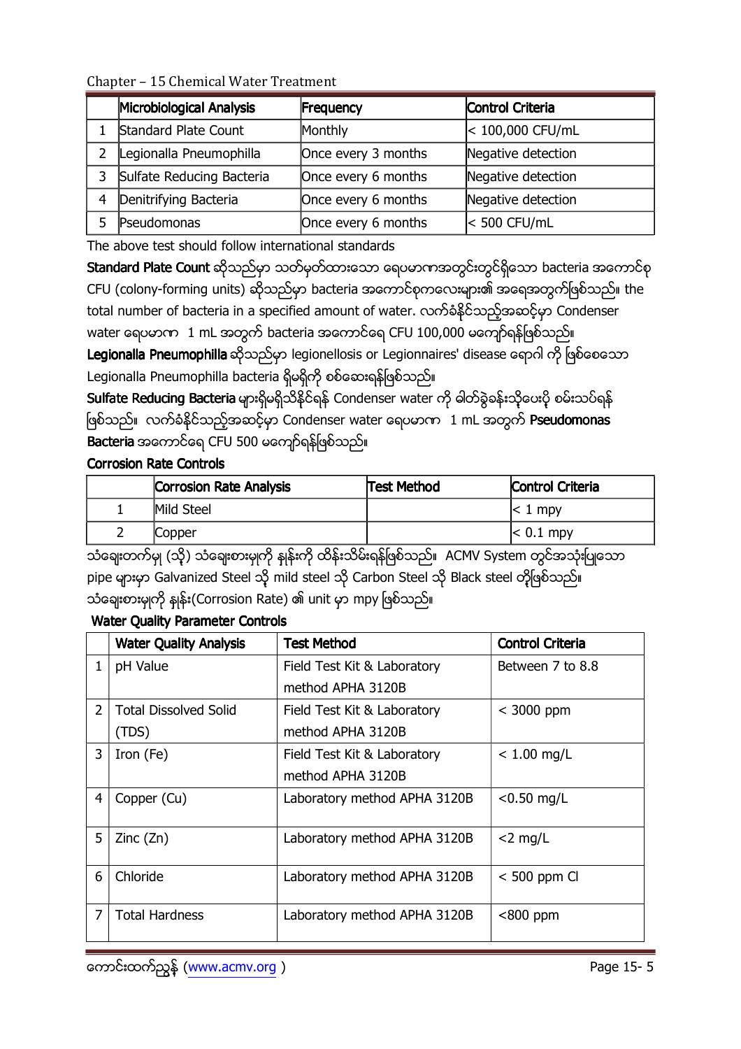| | Microbiological Analysis | Frequency | Control Criteria |
|---|---|---|---|
| 1 | Standard Plate Count | Monthly | < 100,000 CFU/mL |
| 2 | Legionalla Pneumophilla | Once every 3 months | Negative detection |
| 3 | Sulfate Reducing Bacteria | Once every 6 months | Negative detection |
| 4 | Denitrifying Bacteria | Once every 6 months | Negative detection |
| 5 | Pseudomonas | Once every 6 months | < 500 CFU/mL |

The above test should follow international standards

**Standard Plate Count** ဆိုသည်မှာ သတ်မှတ်ထားသော ရေပမာဏအတွင်းတွင်ရှိသော bacteria အကောင်စု CFU (colony-forming units) ဆိုသည်မှာ bacteria အကောင်စုကလေးများ၏ အရေအတွက်ဖြစ်သည်။ the total number of bacteria in a specified amount of water. လက်ခံနိုင်သည့်အဆင့်မှာ Condenser water ရေပမာဏ 1 mL အတွက် bacteria အကောင်ရေ CFU 100,000 မကျော်ရန်ဖြစ်သည်။

**Legionalla Pneumophilla** ဆိုသည်မှာ legionellosis or Legionnaires' disease ရောဂါ ကို ဖြစ်စေသော Legionalla Pneumophilla bacteria ရှိမရှိကို စစ်ဆေးရန်ဖြစ်သည်။

**Sulfate Reducing Bacteria** များရှိမရှိသိနိုင်ရန် Condenser water ကို ဓါတ်ခွဲခန်းသို့ပေးပို့ စမ်းသပ်ရန်ဖြစ်သည်။ လက်ခံနိုင်သည့်အဆင့်မှာ Condenser water ရေပမာဏ 1 mL အတွက် **Pseudomonas Bacteria** အကောင်ရေ CFU 500 မကျော်ရန်ဖြစ်သည်။

**Corrosion Rate Controls**

| | Corrosion Rate Analysis | Test Method | Control Criteria |
|---|---|---|---|
| 1 | Mild Steel | | < 1 mpy |
| 2 | Copper | | < 0.1 mpy |

သံချေးတက်မှု (သို့) သံချေးစားမှုကို နှုန်းကို ထိန်းသိမ်းရန်ဖြစ်သည်။ ACMV System တွင်အသုံးပြုသော pipe များမှာ Galvanized Steel သို့ mild steel သို့ Carbon Steel သို့ Black steel တို့ဖြစ်သည်။ သံချေးစားမှုကို နှုန်း(Corrosion Rate) ၏ unit မှာ mpy ဖြစ်သည်။

**Water Quality Parameter Controls**

| | Water Quality Analysis | Test Method | Control Criteria |
|---|---|---|---|
| 1 | pH Value | Field Test Kit & Laboratory method APHA 3120B | Between 7 to 8.8 |
| 2 | Total Dissolved Solid (TDS) | Field Test Kit & Laboratory method APHA 3120B | < 3000 ppm |
| 3 | Iron (Fe) | Field Test Kit & Laboratory method APHA 3120B | < 1.00 mg/L |
| 4 | Copper (Cu) | Laboratory method APHA 3120B | <0.50 mg/L |
| 5 | Zinc (Zn) | Laboratory method APHA 3120B | <2 mg/L |
| 6 | Chloride | Laboratory method APHA 3120B | < 500 ppm Cl |
| 7 | Total Hardness | Laboratory method APHA 3120B | <800 ppm |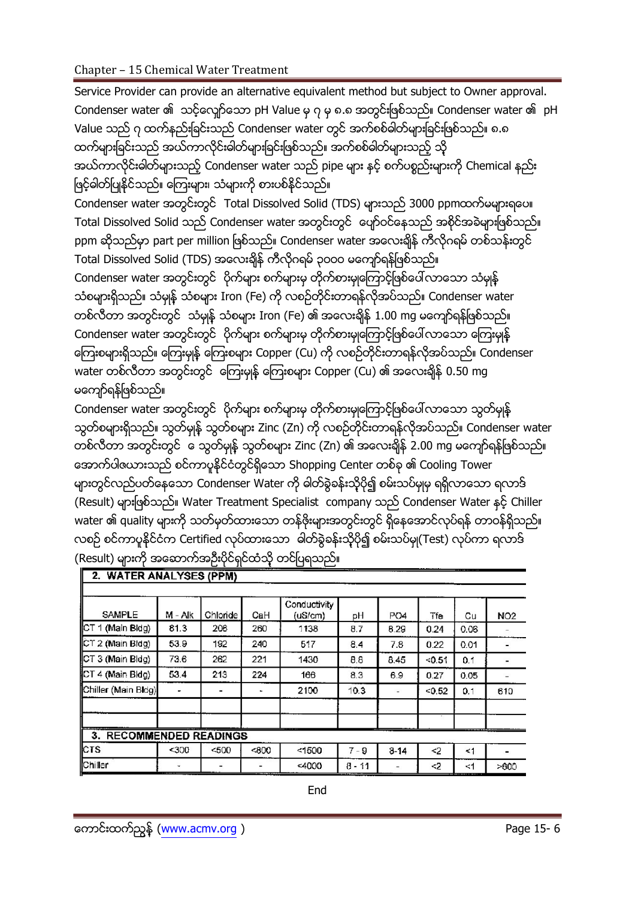Service Provider can provide an alternative equivalent method but subject to Owner approval. Condenser water ၏ သင့်လျော်သော pH Value မှ ၇ မှ ၈.၈ အတွင်းဖြစ်သည်။ Condenser water ၏ pH Value သည် ၇ ထက်နည်းခြင်းသည် Condenser water တွင် အက်စစ်ဓါတ်များခြင်းဖြစ်သည်။ ၈.၈ ထက်များခြင်းသည် အယ်ကာလိုင်းဓါတ်များခြင်းဖြစ်သည်။ အက်စစ်ဓါတ်များသည့် သို့ အယ်ကာလိုင်းဓါတ်များသည့် Condenser water သည် pipe များ နှင့် စက်ပစ္စည်းများကို Chemical နည်း ဖြင့်ဓါတ်ပြုနိုင်သည်။ ကြေးများ၊ သံများကို စားပစ်နိုင်သည်။

Condenser water အတွင်းတွင် Total Dissolved Solid (TDS) များသည် 3000 ppmထက်မများရပေ။ Total Dissolved Solid သည် Condenser water အတွင်းတွင် ပျော်ဝင်နေသည် အစိုင်အခဲများဖြစ်သည်။ ppm ဆိုသည်မှာ part per million ဖြစ်သည်။ Condenser water အလေးချိန် ကီလိုဂရမ် တစ်သန်းတွင် Total Dissolved Solid (TDS) အလေးချိန် ကီလိုဂရမ် ၃၀၀၀ မကျော်ရန်ဖြစ်သည်။

Condenser water အတွင်းတွင် ပိုက်များ စက်များမှ တိုက်စားမှုကြောင့်ဖြစ်ပေါ်လာသော သံမှုန် သံစများရှိသည်။ သံမှုန် သံစများ Iron (Fe) ကို လစဉ်တိုင်းတာရန်လိုအပ်သည်။ Condenser water တစ်လီတာ အတွင်းတွင် သံမှုန် သံစများ Iron (Fe) ၏ အလေးချိန် 1.00 mg မကျော်ရန်ဖြစ်သည်။

Condenser water အတွင်းတွင် ပိုက်များ စက်များမှ တိုက်စားမှုကြောင့်ဖြစ်ပေါ်လာသော ကြေးမှုန် ကြေးစများရှိသည်။ ကြေးမှုန် ကြေးစများ Copper (Cu) ကို လစဉ်တိုင်းတာရန်လိုအပ်သည်။ Condenser water တစ်လီတာ အတွင်းတွင် ကြေးမှုန် ကြေးစများ Copper (Cu) ၏ အလေးချိန် 0.50 mg မကျော်ရန်ဖြစ်သည်။

Condenser water အတွင်းတွင် ပိုက်များ စက်များမှ တိုက်စားမှုကြောင့်ဖြစ်ပေါ်လာသော သွတ်မှုန် သွတ်စများရှိသည်။ သွတ်မှုန် သွတ်စများ Zinc (Zn) ကို လစဉ်တိုင်းတာရန်လိုအပ်သည်။ Condenser water တစ်လီတာ အတွင်းတွင် ေ သွတ်မှုန် သွတ်စများ Zinc (Zn) ၏ အလေးချိန် 2.00 mg မကျော်ရန်ဖြစ်သည်။

အောက်ပါဇယားသည် စင်ကာပူနိုင်ငံတွင်ရှိသော Shopping Center တစ်ခု ၏ Cooling Tower များတွင်လည်ပတ်နေသော Condenser Water ကို ဓါတ်ခွဲခန်းသို့ပို၍ စမ်းသပ်မှုမှ ရရှိလာသော ရလာဒ် (Result) များဖြစ်သည်။ Water Treatment Specialist company သည် Condenser Water နှင့် Chiller water ၏ quality များကို သတ်မှတ်ထားသော တန်ဖိုးများအတွင်းတွင် ရှိနေအောင်လုပ်ရန် တာဝန်ရှိသည်။ လစဉ် စင်ကာပူနိုင်ငံက Certified လုပ်ထားသော ဓါတ်ခွဲခန်းသို့ပို၍ စမ်းသပ်မှု(Test) လုပ်ကာ ရလာဒ် (Result) များကို အဆောက်အဦးပိုင်ရှင်ထံသို့ တင်ပြရသည်။

| SAMPLE | M - Alk | Chloride | CaH | Conductivity (uS/cm) | pH | PO4 | Tfe | Cu | NO2 |
|---|---|---|---|---|---|---|---|---|---|
| **2. WATER ANALYSES (PPM)** | | | | | | | | | |
| CT 1 (Main Bldg) | 81.3 | 206 | 260 | 1138 | 8.7 | 8.29 | 0.24 | 0.06 | - |
| CT 2 (Main Bldg) | 53.9 | 192 | 240 | 517 | 8.4 | 7.8 | 0.22 | 0.01 | - |
| CT 3 (Main Bldg) | 73.6 | 262 | 221 | 1430 | 8.8 | 8.45 | <0.51 | 0.1 | - |
| CT 4 (Main Bldg) | 53.4 | 213 | 224 | 166 | 8.3 | 6.9 | 0.27 | 0.05 | - |
| Chiller (Main Bldg) | - | - | - | 2100 | 10.3 | - | <0.52 | 0.1 | 610 |
| **3. RECOMMENDED READINGS** | | | | | | | | | |
| CTS | <300 | <500 | <800 | <1500 | 7 - 9 | 8-14 | <2 | <1 | - |
| Chiller | - | - | - | <4000 | 8 - 11 | - | <2 | <1 | >600 |

End